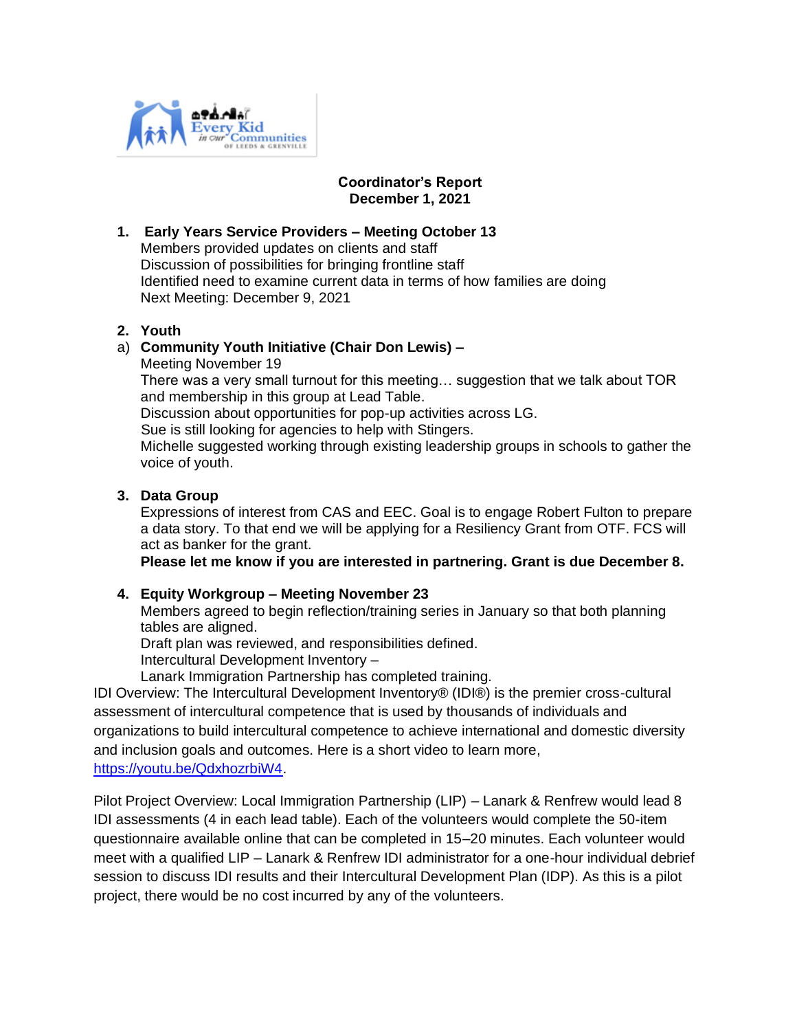Every Kid in our Communities of Leeds & Grenville

# Coordinator's Report
## December 1, 2021

1. **Early Years Service Providers – Meeting October 13**
   Members provided updates on clients and staff
   Discussion of possibilities for bringing frontline staff
   Identified need to examine current data in terms of how families are doing
   Next Meeting: December 9, 2021

2. **Youth**
   a) **Community Youth Initiative (Chair Don Lewis) –**
   Meeting November 19
   There was a very small turnout for this meeting… suggestion that we talk about TOR and membership in this group at Lead Table.
   Discussion about opportunities for pop-up activities across LG.
   Sue is still looking for agencies to help with Stingers.
   Michelle suggested working through existing leadership groups in schools to gather the voice of youth.

3. **Data Group**
   Expressions of interest from CAS and EEC. Goal is to engage Robert Fulton to prepare a data story. To that end we will be applying for a Resiliency Grant from OTF. FCS will act as banker for the grant.
   **Please let me know if you are interested in partnering. Grant is due December 8.**

4. **Equity Workgroup – Meeting November 23**
   Members agreed to begin reflection/training series in January so that both planning tables are aligned.
   Draft plan was reviewed, and responsibilities defined.
   Intercultural Development Inventory –
   Lanark Immigration Partnership has completed training.

IDI Overview: The Intercultural Development Inventory® (IDI®) is the premier cross-cultural assessment of intercultural competence that is used by thousands of individuals and organizations to build intercultural competence to achieve international and domestic diversity and inclusion goals and outcomes. Here is a short video to learn more, https://youtu.be/QdxhozrbiW4.

Pilot Project Overview: Local Immigration Partnership (LIP) – Lanark & Renfrew would lead 8 IDI assessments (4 in each lead table). Each of the volunteers would complete the 50-item questionnaire available online that can be completed in 15–20 minutes. Each volunteer would meet with a qualified LIP – Lanark & Renfrew IDI administrator for a one-hour individual debrief session to discuss IDI results and their Intercultural Development Plan (IDP). As this is a pilot project, there would be no cost incurred by any of the volunteers.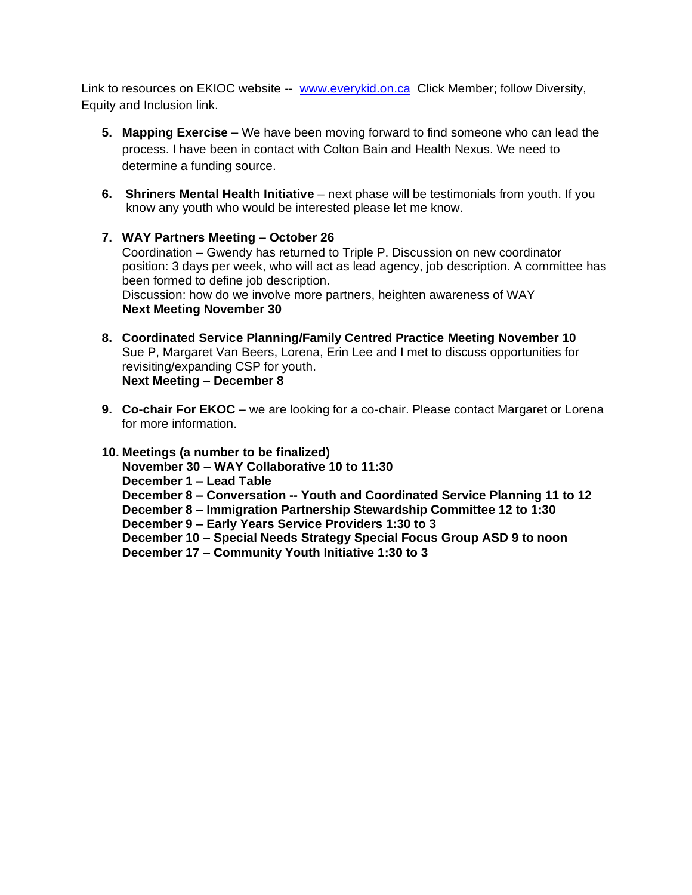Link to resources on EKIOC website -- [www.everykid.on.ca](http://www.everykid.on.ca) Click Member; follow Diversity, Equity and Inclusion link.

5. **Mapping Exercise –** We have been moving forward to find someone who can lead the process. I have been in contact with Colton Bain and Health Nexus. We need to determine a funding source.

6. **Shriners Mental Health Initiative** – next phase will be testimonials from youth. If you know any youth who would be interested please let me know.

7. **WAY Partners Meeting – October 26**
   Coordination – Gwendy has returned to Triple P. Discussion on new coordinator position: 3 days per week, who will act as lead agency, job description. A committee has been formed to define job description.
   Discussion: how do we involve more partners, heighten awareness of WAY
   **Next Meeting November 30**

8. **Coordinated Service Planning/Family Centred Practice Meeting November 10**
   Sue P, Margaret Van Beers, Lorena, Erin Lee and I met to discuss opportunities for revisiting/expanding CSP for youth.
   **Next Meeting – December 8**

9. **Co-chair For EKOC –** we are looking for a co-chair. Please contact Margaret or Lorena for more information.

10. **Meetings (a number to be finalized)**
    **November 30 – WAY Collaborative 10 to 11:30**
    **December 1 – Lead Table**
    **December 8 – Conversation -- Youth and Coordinated Service Planning 11 to 12**
    **December 8 – Immigration Partnership Stewardship Committee 12 to 1:30**
    **December 9 – Early Years Service Providers 1:30 to 3**
    **December 10 – Special Needs Strategy Special Focus Group ASD 9 to noon**
    **December 17 – Community Youth Initiative 1:30 to 3**